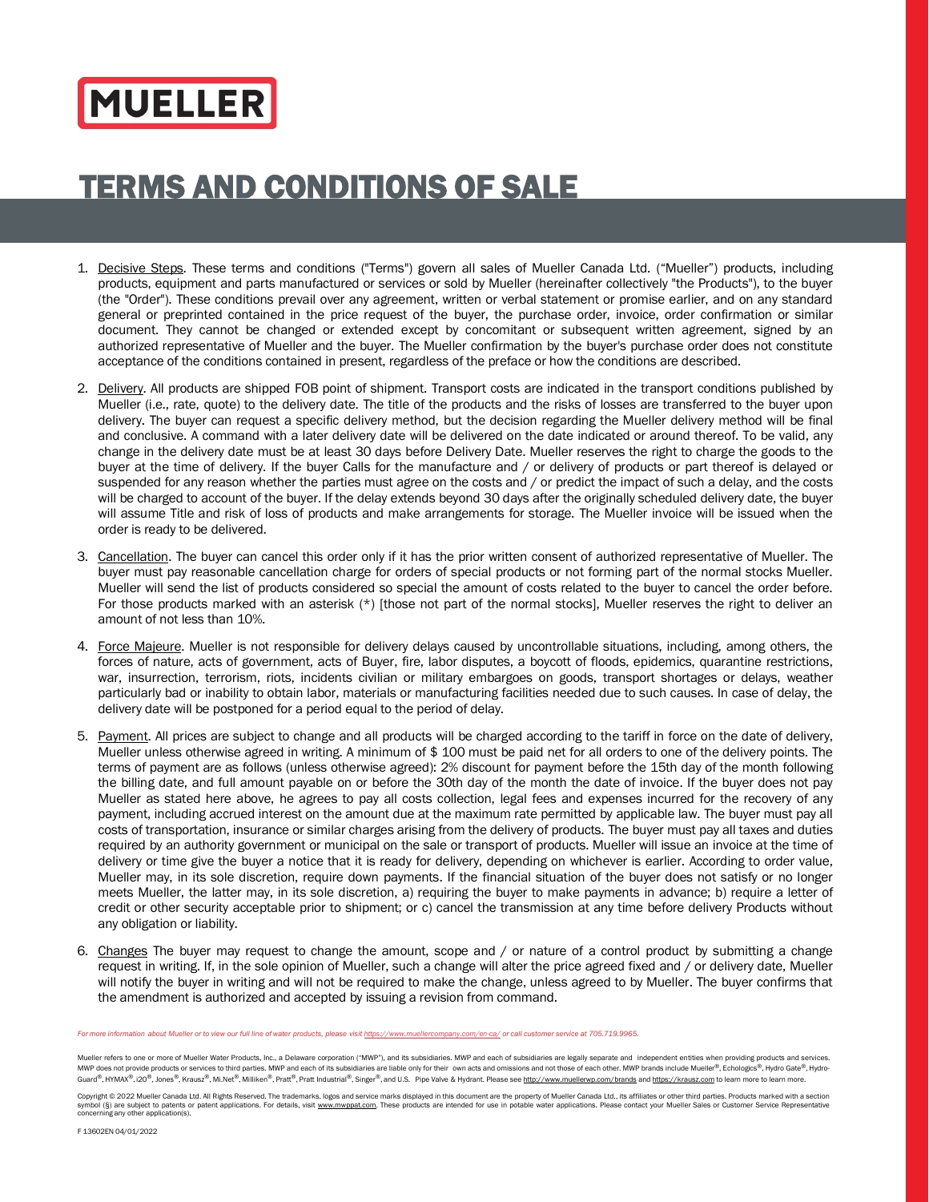# MUELLER

# TERMS AND CONDITIONS OF SALE

1. Decisive Steps. These terms and conditions ("Terms") govern all sales of Mueller Canada Ltd. ("Mueller") products, including products, equipment and parts manufactured or services or sold by Mueller (hereinafter collectively "the Products"), to the buyer (the "Order"). These conditions prevail over any agreement, written or verbal statement or promise earlier, and on any standard general or preprinted contained in the price request of the buyer, the purchase order, invoice, order confirmation or similar document. They cannot be changed or extended except by concomitant or subsequent written agreement, signed by an authorized representative of Mueller and the buyer. The Mueller confirmation by the buyer's purchase order does not constitute acceptance of the conditions contained in present, regardless of the preface or how the conditions are described.

2. Delivery. All products are shipped FOB point of shipment. Transport costs are indicated in the transport conditions published by Mueller (i.e., rate, quote) to the delivery date. The title of the products and the risks of losses are transferred to the buyer upon delivery. The buyer can request a specific delivery method, but the decision regarding the Mueller delivery method will be final and conclusive. A command with a later delivery date will be delivered on the date indicated or around thereof. To be valid, any change in the delivery date must be at least 30 days before Delivery Date. Mueller reserves the right to charge the goods to the buyer at the time of delivery. If the buyer Calls for the manufacture and / or delivery of products or part thereof is delayed or suspended for any reason whether the parties must agree on the costs and / or predict the impact of such a delay, and the costs will be charged to account of the buyer. If the delay extends beyond 30 days after the originally scheduled delivery date, the buyer will assume Title and risk of loss of products and make arrangements for storage. The Mueller invoice will be issued when the order is ready to be delivered.

3. Cancellation. The buyer can cancel this order only if it has the prior written consent of authorized representative of Mueller. The buyer must pay reasonable cancellation charge for orders of special products or not forming part of the normal stocks Mueller. Mueller will send the list of products considered so special the amount of costs related to the buyer to cancel the order before. For those products marked with an asterisk (*) [those not part of the normal stocks], Mueller reserves the right to deliver an amount of not less than 10%.

4. Force Majeure. Mueller is not responsible for delivery delays caused by uncontrollable situations, including, among others, the forces of nature, acts of government, acts of Buyer, fire, labor disputes, a boycott of floods, epidemics, quarantine restrictions, war, insurrection, terrorism, riots, incidents civilian or military embargoes on goods, transport shortages or delays, weather particularly bad or inability to obtain labor, materials or manufacturing facilities needed due to such causes. In case of delay, the delivery date will be postponed for a period equal to the period of delay.

5. Payment. All prices are subject to change and all products will be charged according to the tariff in force on the date of delivery, Mueller unless otherwise agreed in writing. A minimum of $ 100 must be paid net for all orders to one of the delivery points. The terms of payment are as follows (unless otherwise agreed): 2% discount for payment before the 15th day of the month following the billing date, and full amount payable on or before the 30th day of the month the date of invoice. If the buyer does not pay Mueller as stated here above, he agrees to pay all costs collection, legal fees and expenses incurred for the recovery of any payment, including accrued interest on the amount due at the maximum rate permitted by applicable law. The buyer must pay all costs of transportation, insurance or similar charges arising from the delivery of products. The buyer must pay all taxes and duties required by an authority government or municipal on the sale or transport of products. Mueller will issue an invoice at the time of delivery or time give the buyer a notice that it is ready for delivery, depending on whichever is earlier. According to order value, Mueller may, in its sole discretion, require down payments. If the financial situation of the buyer does not satisfy or no longer meets Mueller, the latter may, in its sole discretion, a) requiring the buyer to make payments in advance; b) require a letter of credit or other security acceptable prior to shipment; or c) cancel the transmission at any time before delivery Products without any obligation or liability.

6. Changes The buyer may request to change the amount, scope and / or nature of a control product by submitting a change request in writing. If, in the sole opinion of Mueller, such a change will alter the price agreed fixed and / or delivery date, Mueller will notify the buyer in writing and will not be required to make the change, unless agreed to by Mueller. The buyer confirms that the amendment is authorized and accepted by issuing a revision from command.

*For more information about Mueller or to view our full line of water products, please visit https://www.muellercompany.com/en-ca/ or call customer service at 705.719.9965.*

Mueller refers to one or more of Mueller Water Products, Inc., a Delaware corporation ("MWP"), and its subsidiaries. MWP and each of subsidiaries are legally separate and independent entities when providing products and services. MWP does not provide products or services to third parties. MWP and each of its subsidiaries are liable only for their own acts and omissions and not those of each other. MWP brands include Mueller®, Echologics®, Hydro Gate®, Hydro-Guard®, HYMAX®, i2O®, Jones®, Krausz®, Mi.Net®, Milliken®, Pratt®, Pratt Industrial®, Singer®, and U.S. Pipe Valve & Hydrant. Please see http://www.muellerwp.com/brands and https://krausz.com to learn more to learn more.

Copyright © 2022 Mueller Canada Ltd. All Rights Reserved. The trademarks, logos and service marks displayed in this document are the property of Mueller Canada Ltd., its affiliates or other third parties. Products marked with a section symbol (§) are subject to patents or patent applications. For details, visit www.mwppat.com. These products are intended for use in potable water applications. Please contact your Mueller Sales or Customer Service Representative concerning any other application(s).

F 13602EN 04/01/2022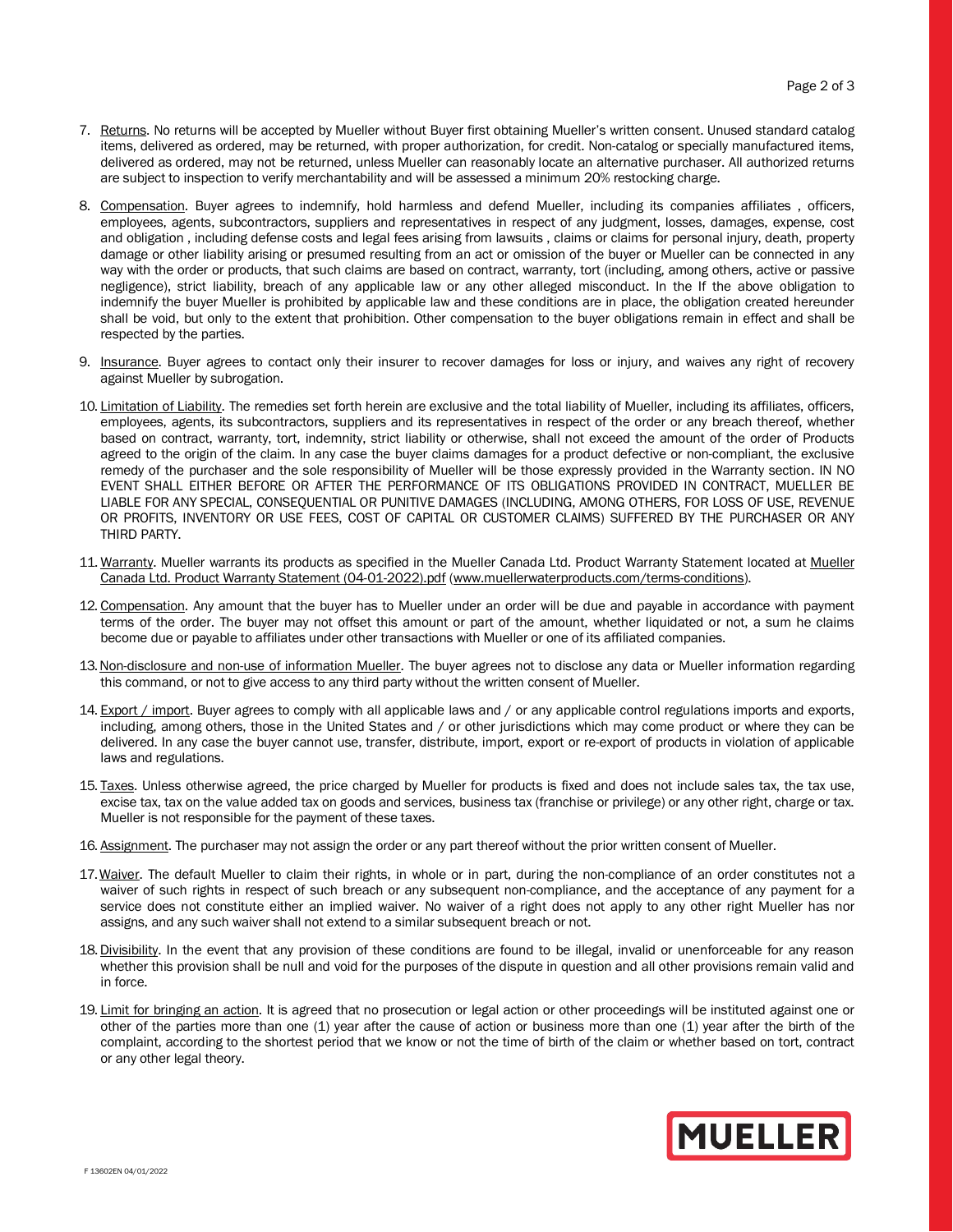7. Returns. No returns will be accepted by Mueller without Buyer first obtaining Mueller's written consent. Unused standard catalog items, delivered as ordered, may be returned, with proper authorization, for credit. Non-catalog or specially manufactured items, delivered as ordered, may not be returned, unless Mueller can reasonably locate an alternative purchaser. All authorized returns are subject to inspection to verify merchantability and will be assessed a minimum 20% restocking charge.

8. Compensation. Buyer agrees to indemnify, hold harmless and defend Mueller, including its companies affiliates , officers, employees, agents, subcontractors, suppliers and representatives in respect of any judgment, losses, damages, expense, cost and obligation , including defense costs and legal fees arising from lawsuits , claims or claims for personal injury, death, property damage or other liability arising or presumed resulting from an act or omission of the buyer or Mueller can be connected in any way with the order or products, that such claims are based on contract, warranty, tort (including, among others, active or passive negligence), strict liability, breach of any applicable law or any other alleged misconduct. In the If the above obligation to indemnify the buyer Mueller is prohibited by applicable law and these conditions are in place, the obligation created hereunder shall be void, but only to the extent that prohibition. Other compensation to the buyer obligations remain in effect and shall be respected by the parties.

9. Insurance. Buyer agrees to contact only their insurer to recover damages for loss or injury, and waives any right of recovery against Mueller by subrogation.

10. Limitation of Liability. The remedies set forth herein are exclusive and the total liability of Mueller, including its affiliates, officers, employees, agents, its subcontractors, suppliers and its representatives in respect of the order or any breach thereof, whether based on contract, warranty, tort, indemnity, strict liability or otherwise, shall not exceed the amount of the order of Products agreed to the origin of the claim. In any case the buyer claims damages for a product defective or non-compliant, the exclusive remedy of the purchaser and the sole responsibility of Mueller will be those expressly provided in the Warranty section. IN NO EVENT SHALL EITHER BEFORE OR AFTER THE PERFORMANCE OF ITS OBLIGATIONS PROVIDED IN CONTRACT, MUELLER BE LIABLE FOR ANY SPECIAL, CONSEQUENTIAL OR PUNITIVE DAMAGES (INCLUDING, AMONG OTHERS, FOR LOSS OF USE, REVENUE OR PROFITS, INVENTORY OR USE FEES, COST OF CAPITAL OR CUSTOMER CLAIMS) SUFFERED BY THE PURCHASER OR ANY THIRD PARTY.

11. Warranty. Mueller warrants its products as specified in the Mueller Canada Ltd. Product Warranty Statement located at Mueller Canada Ltd. Product Warranty Statement (04-01-2022).pdf (www.muellerwaterproducts.com/terms-conditions).

12. Compensation. Any amount that the buyer has to Mueller under an order will be due and payable in accordance with payment terms of the order. The buyer may not offset this amount or part of the amount, whether liquidated or not, a sum he claims become due or payable to affiliates under other transactions with Mueller or one of its affiliated companies.

13. Non-disclosure and non-use of information Mueller. The buyer agrees not to disclose any data or Mueller information regarding this command, or not to give access to any third party without the written consent of Mueller.

14. Export / import. Buyer agrees to comply with all applicable laws and / or any applicable control regulations imports and exports, including, among others, those in the United States and / or other jurisdictions which may come product or where they can be delivered. In any case the buyer cannot use, transfer, distribute, import, export or re-export of products in violation of applicable laws and regulations.

15. Taxes. Unless otherwise agreed, the price charged by Mueller for products is fixed and does not include sales tax, the tax use, excise tax, tax on the value added tax on goods and services, business tax (franchise or privilege) or any other right, charge or tax. Mueller is not responsible for the payment of these taxes.

16. Assignment. The purchaser may not assign the order or any part thereof without the prior written consent of Mueller.

17. Waiver. The default Mueller to claim their rights, in whole or in part, during the non-compliance of an order constitutes not a waiver of such rights in respect of such breach or any subsequent non-compliance, and the acceptance of any payment for a service does not constitute either an implied waiver. No waiver of a right does not apply to any other right Mueller has nor assigns, and any such waiver shall not extend to a similar subsequent breach or not.

18. Divisibility. In the event that any provision of these conditions are found to be illegal, invalid or unenforceable for any reason whether this provision shall be null and void for the purposes of the dispute in question and all other provisions remain valid and in force.

19. Limit for bringing an action. It is agreed that no prosecution or legal action or other proceedings will be instituted against one or other of the parties more than one (1) year after the cause of action or business more than one (1) year after the birth of the complaint, according to the shortest period that we know or not the time of birth of the claim or whether based on tort, contract or any other legal theory.

MUELLER

F 13602EN 04/01/2022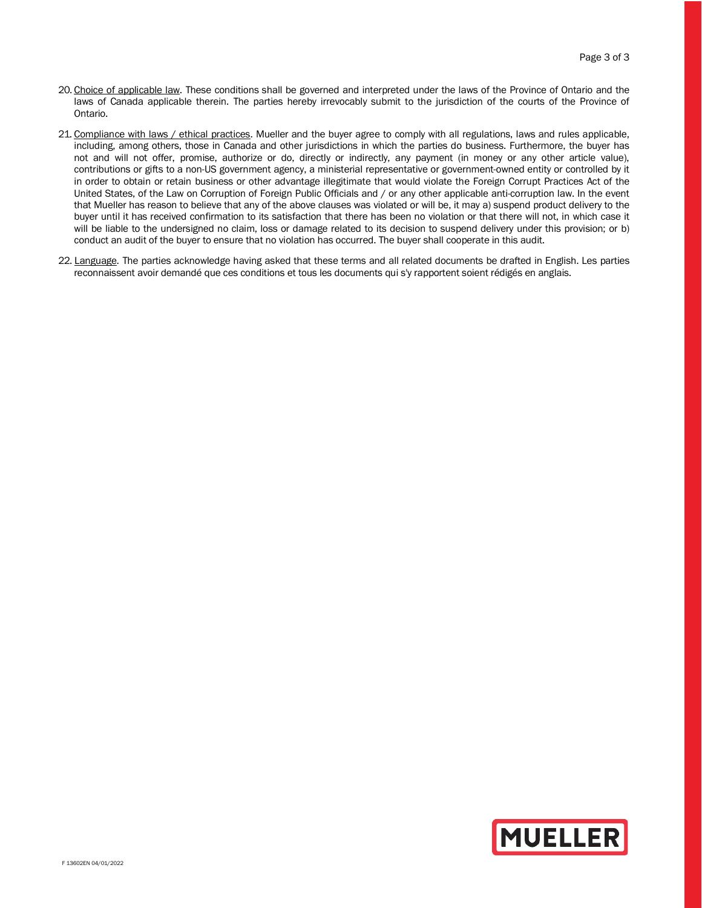20. <u>Choice of applicable law</u>. These conditions shall be governed and interpreted under the laws of the Province of Ontario and the laws of Canada applicable therein. The parties hereby irrevocably submit to the jurisdiction of the courts of the Province of Ontario.

21. <u>Compliance with laws / ethical practices</u>. Mueller and the buyer agree to comply with all regulations, laws and rules applicable, including, among others, those in Canada and other jurisdictions in which the parties do business. Furthermore, the buyer has not and will not offer, promise, authorize or do, directly or indirectly, any payment (in money or any other article value), contributions or gifts to a non-US government agency, a ministerial representative or government-owned entity or controlled by it in order to obtain or retain business or other advantage illegitimate that would violate the Foreign Corrupt Practices Act of the United States, of the Law on Corruption of Foreign Public Officials and / or any other applicable anti-corruption law. In the event that Mueller has reason to believe that any of the above clauses was violated or will be, it may a) suspend product delivery to the buyer until it has received confirmation to its satisfaction that there has been no violation or that there will not, in which case it will be liable to the undersigned no claim, loss or damage related to its decision to suspend delivery under this provision; or b) conduct an audit of the buyer to ensure that no violation has occurred. The buyer shall cooperate in this audit.

22. <u>Language</u>. The parties acknowledge having asked that these terms and all related documents be drafted in English. Les parties reconnaissent avoir demandé que ces conditions et tous les documents qui s'y rapportent soient rédigés en anglais.

MUELLER

F 13602EN 04/01/2022